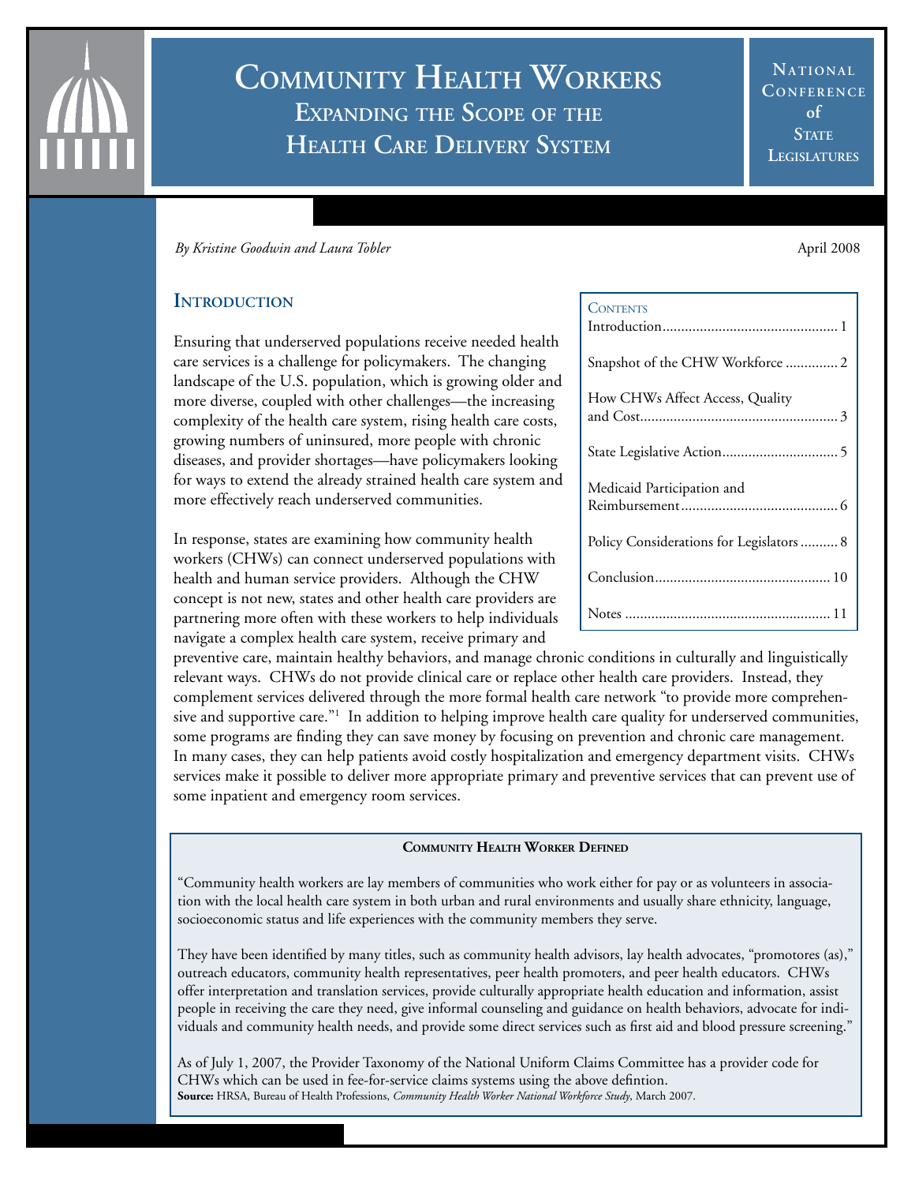# Community Health Workers

## Expanding the Scope of the Health Care Delivery System

National Conference of State Legislatures

*By Kristine Goodwin and Laura Tobler*

April 2008

| Contents | |
|---|---|
| Introduction | 1 |
| Snapshot of the CHW Workforce | 2 |
| How CHWs Affect Access, Quality and Cost | 3 |
| State Legislative Action | 5 |
| Medicaid Participation and Reimbursement | 6 |
| Policy Considerations for Legislators | 8 |
| Conclusion | 10 |
| Notes | 11 |

## Introduction

Ensuring that underserved populations receive needed health care services is a challenge for policymakers. The changing landscape of the U.S. population, which is growing older and more diverse, coupled with other challenges—the increasing complexity of the health care system, rising health care costs, growing numbers of uninsured, more people with chronic diseases, and provider shortages—have policymakers looking for ways to extend the already strained health care system and more effectively reach underserved communities.

In response, states are examining how community health workers (CHWs) can connect underserved populations with health and human service providers. Although the CHW concept is not new, states and other health care providers are partnering more often with these workers to help individuals navigate a complex health care system, receive primary and preventive care, maintain healthy behaviors, and manage chronic conditions in culturally and linguistically relevant ways. CHWs do not provide clinical care or replace other health care providers. Instead, they complement services delivered through the more formal health care network "to provide more comprehensive and supportive care."[1] In addition to helping improve health care quality for underserved communities, some programs are finding they can save money by focusing on prevention and chronic care management. In many cases, they can help patients avoid costly hospitalization and emergency department visits. CHWs services make it possible to deliver more appropriate primary and preventive services that can prevent use of some inpatient and emergency room services.

**Community Health Worker Defined**

"Community health workers are lay members of communities who work either for pay or as volunteers in association with the local health care system in both urban and rural environments and usually share ethnicity, language, socioeconomic status and life experiences with the community members they serve.

They have been identified by many titles, such as community health advisors, lay health advocates, "promotores (as)," outreach educators, community health representatives, peer health promoters, and peer health educators. CHWs offer interpretation and translation services, provide culturally appropriate health education and information, assist people in receiving the care they need, give informal counseling and guidance on health behaviors, advocate for individuals and community health needs, and provide some direct services such as first aid and blood pressure screening."

As of July 1, 2007, the Provider Taxonomy of the National Uniform Claims Committee has a provider code for CHWs which can be used in fee-for-service claims systems using the above defintion.

**Source:** HRSA, Bureau of Health Professions, *Community Health Worker National Workforce Study*, March 2007.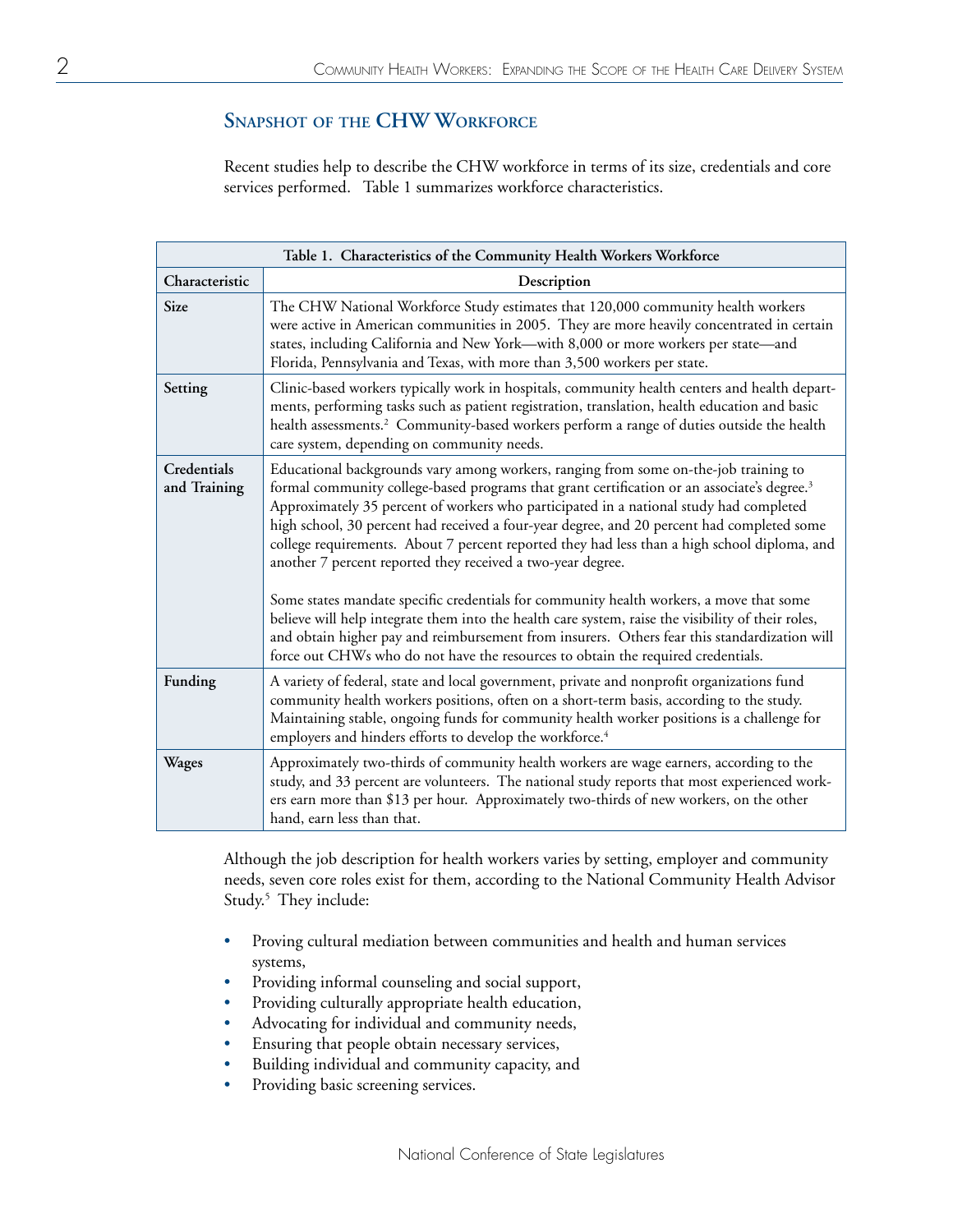## Snapshot of the CHW Workforce

Recent studies help to describe the CHW workforce in terms of its size, credentials and core services performed. Table 1 summarizes workforce characteristics.

| Table 1. Characteristics of the Community Health Workers Workforce | |
|---|---|
| **Characteristic** | **Description** |
| **Size** | The CHW National Workforce Study estimates that 120,000 community health workers were active in American communities in 2005. They are more heavily concentrated in certain states, including California and New York—with 8,000 or more workers per state—and Florida, Pennsylvania and Texas, with more than 3,500 workers per state. |
| **Setting** | Clinic-based workers typically work in hospitals, community health centers and health departments, performing tasks such as patient registration, translation, health education and basic health assessments.[2] Community-based workers perform a range of duties outside the health care system, depending on community needs. |
| **Credentials and Training** | Educational backgrounds vary among workers, ranging from some on-the-job training to formal community college-based programs that grant certification or an associate's degree.[3] Approximately 35 percent of workers who participated in a national study had completed high school, 30 percent had received a four-year degree, and 20 percent had completed some college requirements. About 7 percent reported they had less than a high school diploma, and another 7 percent reported they received a two-year degree.<br><br>Some states mandate specific credentials for community health workers, a move that some believe will help integrate them into the health care system, raise the visibility of their roles, and obtain higher pay and reimbursement from insurers. Others fear this standardization will force out CHWs who do not have the resources to obtain the required credentials. |
| **Funding** | A variety of federal, state and local government, private and nonprofit organizations fund community health workers positions, often on a short-term basis, according to the study. Maintaining stable, ongoing funds for community health worker positions is a challenge for employers and hinders efforts to develop the workforce.[4] |
| **Wages** | Approximately two-thirds of community health workers are wage earners, according to the study, and 33 percent are volunteers. The national study reports that most experienced workers earn more than $13 per hour. Approximately two-thirds of new workers, on the other hand, earn less than that. |

Although the job description for health workers varies by setting, employer and community needs, seven core roles exist for them, according to the National Community Health Advisor Study.[5] They include:

- Proving cultural mediation between communities and health and human services systems,
- Providing informal counseling and social support,
- Providing culturally appropriate health education,
- Advocating for individual and community needs,
- Ensuring that people obtain necessary services,
- Building individual and community capacity, and
- Providing basic screening services.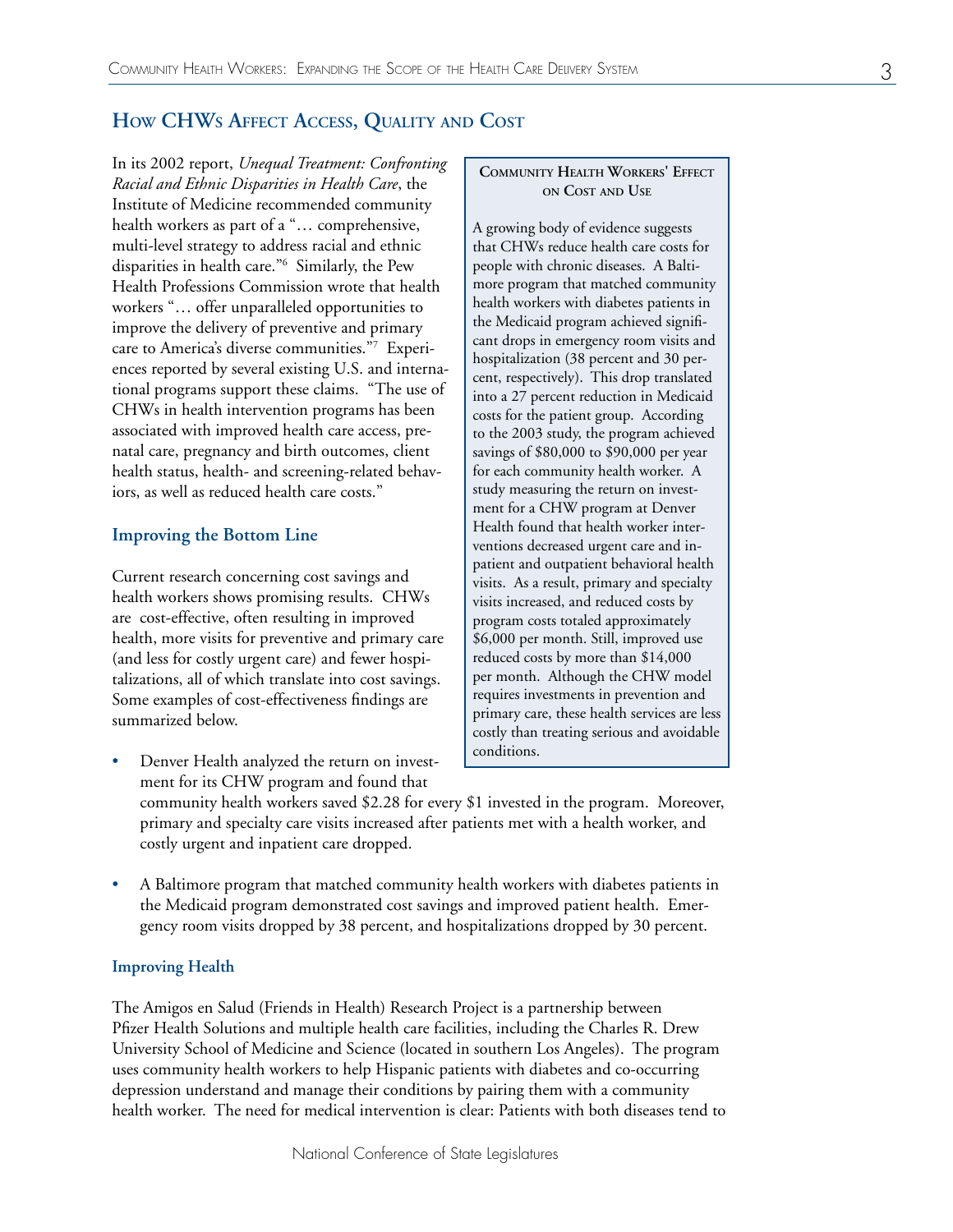## How CHWs Affect Access, Quality and Cost

In its 2002 report, *Unequal Treatment: Confronting Racial and Ethnic Disparities in Health Care*, the Institute of Medicine recommended community health workers as part of a "… comprehensive, multi-level strategy to address racial and ethnic disparities in health care."[6] Similarly, the Pew Health Professions Commission wrote that health workers "… offer unparalleled opportunities to improve the delivery of preventive and primary care to America's diverse communities."[7] Experiences reported by several existing U.S. and international programs support these claims. "The use of CHWs in health intervention programs has been associated with improved health care access, prenatal care, pregnancy and birth outcomes, client health status, health- and screening-related behaviors, as well as reduced health care costs."

### Improving the Bottom Line

Current research concerning cost savings and health workers shows promising results. CHWs are cost-effective, often resulting in improved health, more visits for preventive and primary care (and less for costly urgent care) and fewer hospitalizations, all of which translate into cost savings. Some examples of cost-effectiveness findings are summarized below.

- Denver Health analyzed the return on investment for its CHW program and found that community health workers saved $2.28 for every $1 invested in the program. Moreover, primary and specialty care visits increased after patients met with a health worker, and costly urgent and inpatient care dropped.

- A Baltimore program that matched community health workers with diabetes patients in the Medicaid program demonstrated cost savings and improved patient health. Emergency room visits dropped by 38 percent, and hospitalizations dropped by 30 percent.

**Community Health Workers' Effect on Cost and Use**

A growing body of evidence suggests that CHWs reduce health care costs for people with chronic diseases. A Baltimore program that matched community health workers with diabetes patients in the Medicaid program achieved significant drops in emergency room visits and hospitalization (38 percent and 30 percent, respectively). This drop translated into a 27 percent reduction in Medicaid costs for the patient group. According to the 2003 study, the program achieved savings of $80,000 to $90,000 per year for each community health worker. A study measuring the return on investment for a CHW program at Denver Health found that health worker interventions decreased urgent care and inpatient and outpatient behavioral health visits. As a result, primary and specialty visits increased, and reduced costs by program costs totaled approximately $6,000 per month. Still, improved use reduced costs by more than $14,000 per month. Although the CHW model requires investments in prevention and primary care, these health services are less costly than treating serious and avoidable conditions.

### Improving Health

The Amigos en Salud (Friends in Health) Research Project is a partnership between Pfizer Health Solutions and multiple health care facilities, including the Charles R. Drew University School of Medicine and Science (located in southern Los Angeles). The program uses community health workers to help Hispanic patients with diabetes and co-occurring depression understand and manage their conditions by pairing them with a community health worker. The need for medical intervention is clear: Patients with both diseases tend to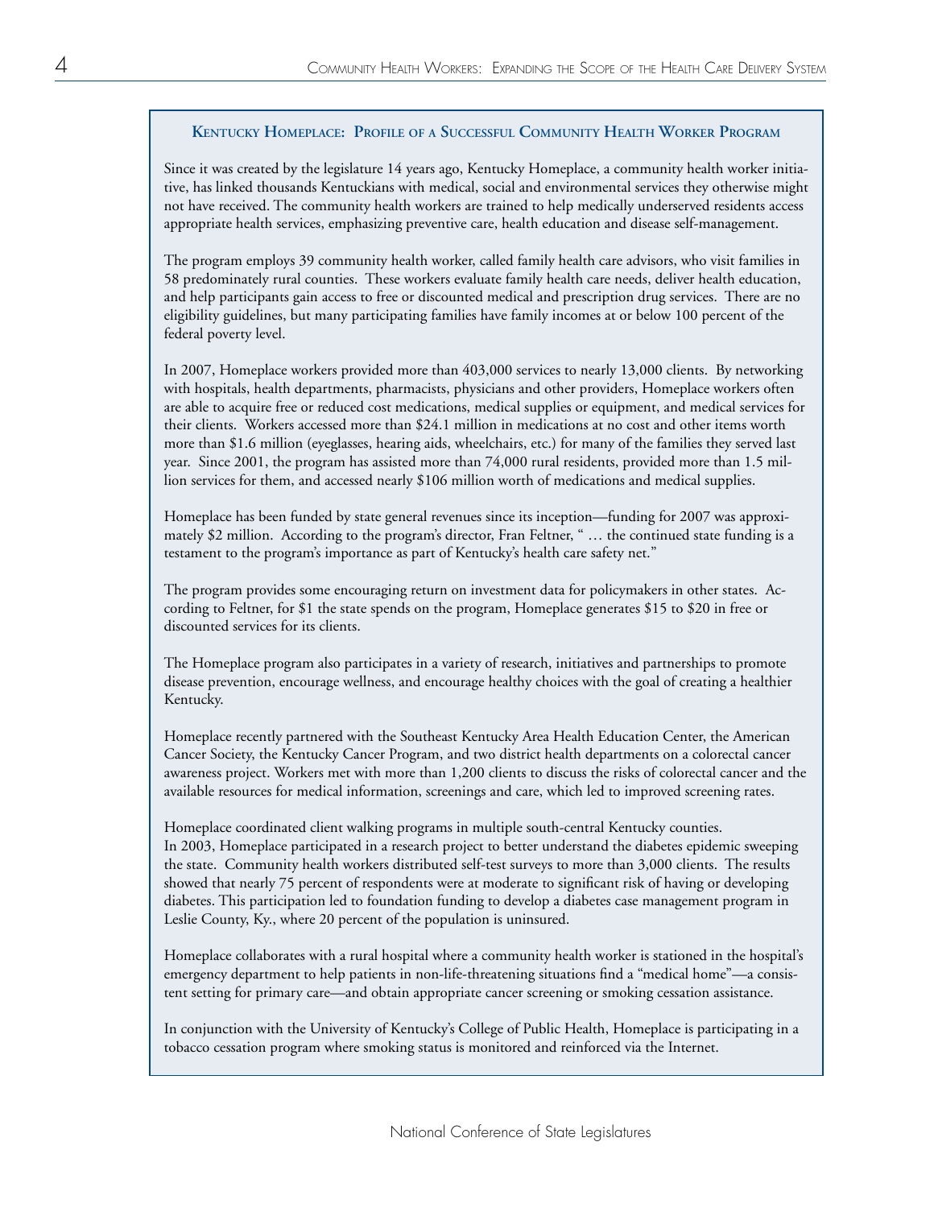## Kentucky Homeplace: Profile of a Successful Community Health Worker Program

Since it was created by the legislature 14 years ago, Kentucky Homeplace, a community health worker initiative, has linked thousands Kentuckians with medical, social and environmental services they otherwise might not have received. The community health workers are trained to help medically underserved residents access appropriate health services, emphasizing preventive care, health education and disease self-management.

The program employs 39 community health worker, called family health care advisors, who visit families in 58 predominately rural counties. These workers evaluate family health care needs, deliver health education, and help participants gain access to free or discounted medical and prescription drug services. There are no eligibility guidelines, but many participating families have family incomes at or below 100 percent of the federal poverty level.

In 2007, Homeplace workers provided more than 403,000 services to nearly 13,000 clients. By networking with hospitals, health departments, pharmacists, physicians and other providers, Homeplace workers often are able to acquire free or reduced cost medications, medical supplies or equipment, and medical services for their clients. Workers accessed more than $24.1 million in medications at no cost and other items worth more than $1.6 million (eyeglasses, hearing aids, wheelchairs, etc.) for many of the families they served last year. Since 2001, the program has assisted more than 74,000 rural residents, provided more than 1.5 million services for them, and accessed nearly $106 million worth of medications and medical supplies.

Homeplace has been funded by state general revenues since its inception—funding for 2007 was approximately $2 million. According to the program's director, Fran Feltner, " … the continued state funding is a testament to the program's importance as part of Kentucky's health care safety net."

The program provides some encouraging return on investment data for policymakers in other states. According to Feltner, for $1 the state spends on the program, Homeplace generates $15 to $20 in free or discounted services for its clients.

The Homeplace program also participates in a variety of research, initiatives and partnerships to promote disease prevention, encourage wellness, and encourage healthy choices with the goal of creating a healthier Kentucky.

Homeplace recently partnered with the Southeast Kentucky Area Health Education Center, the American Cancer Society, the Kentucky Cancer Program, and two district health departments on a colorectal cancer awareness project. Workers met with more than 1,200 clients to discuss the risks of colorectal cancer and the available resources for medical information, screenings and care, which led to improved screening rates.

Homeplace coordinated client walking programs in multiple south-central Kentucky counties.
In 2003, Homeplace participated in a research project to better understand the diabetes epidemic sweeping the state. Community health workers distributed self-test surveys to more than 3,000 clients. The results showed that nearly 75 percent of respondents were at moderate to significant risk of having or developing diabetes. This participation led to foundation funding to develop a diabetes case management program in Leslie County, Ky., where 20 percent of the population is uninsured.

Homeplace collaborates with a rural hospital where a community health worker is stationed in the hospital's emergency department to help patients in non-life-threatening situations find a "medical home"—a consistent setting for primary care—and obtain appropriate cancer screening or smoking cessation assistance.

In conjunction with the University of Kentucky's College of Public Health, Homeplace is participating in a tobacco cessation program where smoking status is monitored and reinforced via the Internet.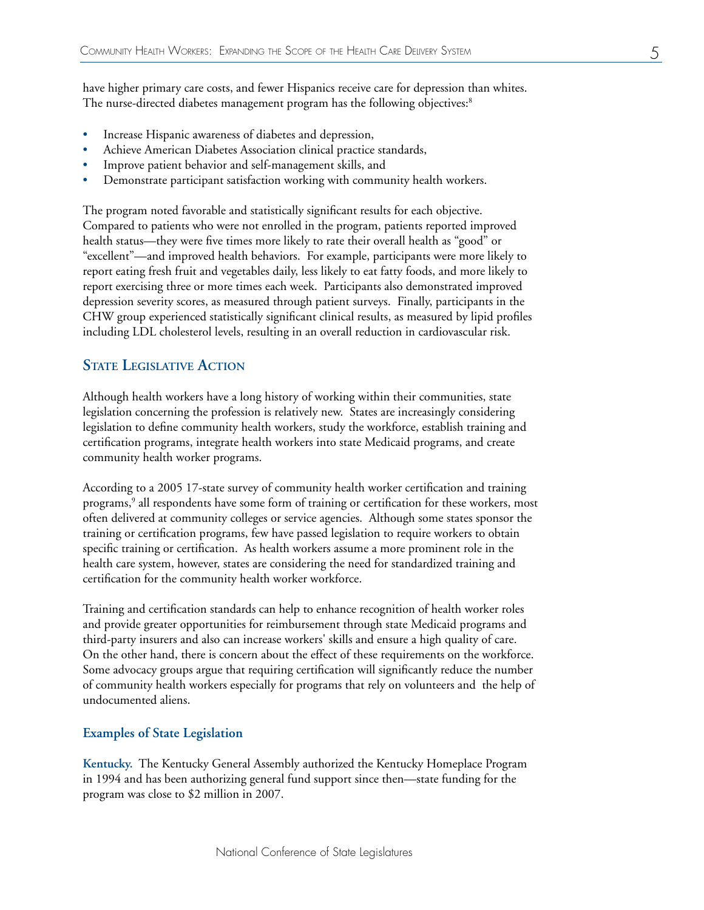have higher primary care costs, and fewer Hispanics receive care for depression than whites. The nurse-directed diabetes management program has the following objectives:[8]

- Increase Hispanic awareness of diabetes and depression,
- Achieve American Diabetes Association clinical practice standards,
- Improve patient behavior and self-management skills, and
- Demonstrate participant satisfaction working with community health workers.

The program noted favorable and statistically significant results for each objective. Compared to patients who were not enrolled in the program, patients reported improved health status—they were five times more likely to rate their overall health as "good" or "excellent"—and improved health behaviors. For example, participants were more likely to report eating fresh fruit and vegetables daily, less likely to eat fatty foods, and more likely to report exercising three or more times each week. Participants also demonstrated improved depression severity scores, as measured through patient surveys. Finally, participants in the CHW group experienced statistically significant clinical results, as measured by lipid profiles including LDL cholesterol levels, resulting in an overall reduction in cardiovascular risk.

## State Legislative Action

Although health workers have a long history of working within their communities, state legislation concerning the profession is relatively new. States are increasingly considering legislation to define community health workers, study the workforce, establish training and certification programs, integrate health workers into state Medicaid programs, and create community health worker programs.

According to a 2005 17-state survey of community health worker certification and training programs,[9] all respondents have some form of training or certification for these workers, most often delivered at community colleges or service agencies. Although some states sponsor the training or certification programs, few have passed legislation to require workers to obtain specific training or certification. As health workers assume a more prominent role in the health care system, however, states are considering the need for standardized training and certification for the community health worker workforce.

Training and certification standards can help to enhance recognition of health worker roles and provide greater opportunities for reimbursement through state Medicaid programs and third-party insurers and also can increase workers' skills and ensure a high quality of care. On the other hand, there is concern about the effect of these requirements on the workforce. Some advocacy groups argue that requiring certification will significantly reduce the number of community health workers especially for programs that rely on volunteers and the help of undocumented aliens.

### Examples of State Legislation

**Kentucky.** The Kentucky General Assembly authorized the Kentucky Homeplace Program in 1994 and has been authorizing general fund support since then—state funding for the program was close to $2 million in 2007.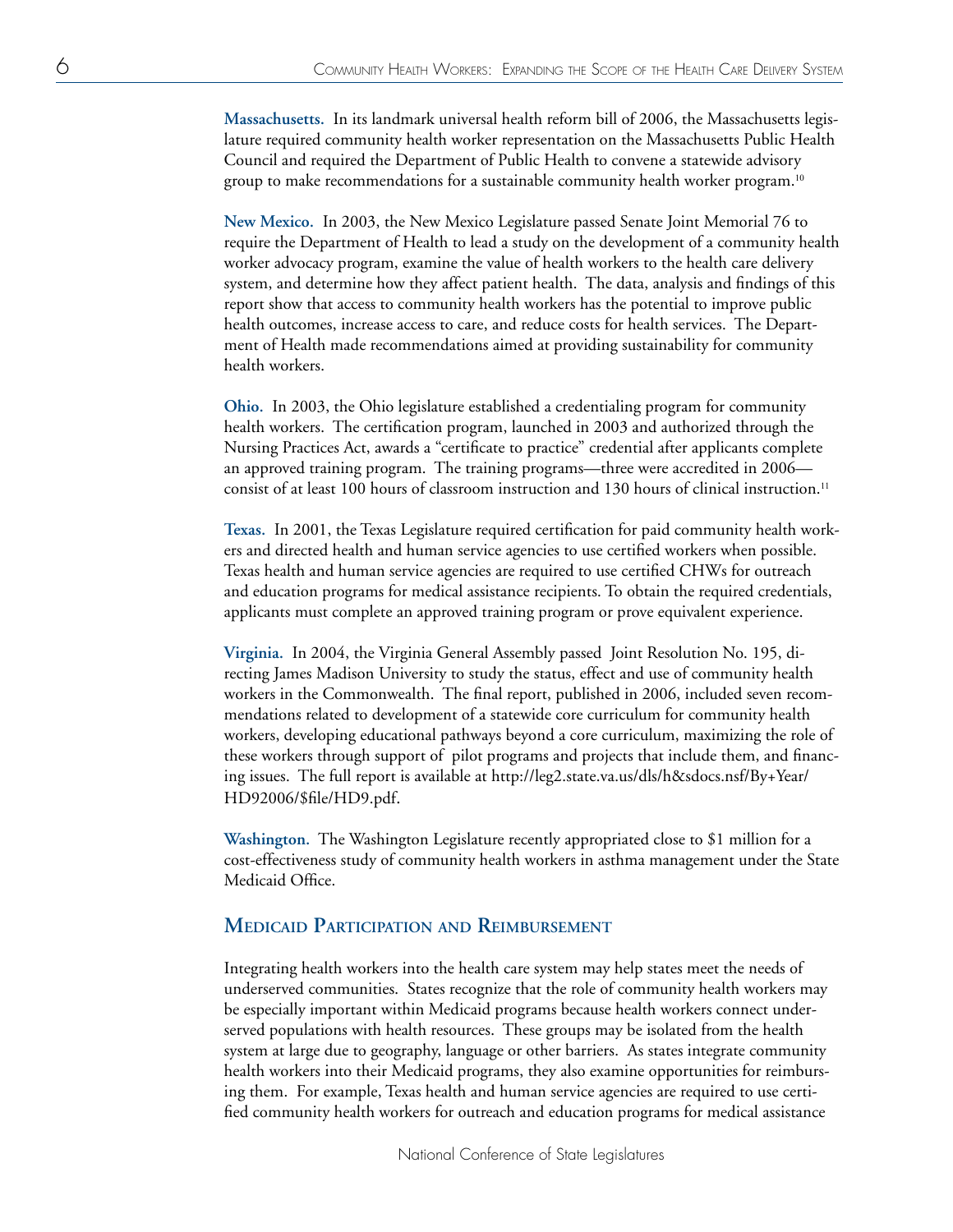**Massachusetts.** In its landmark universal health reform bill of 2006, the Massachusetts legislature required community health worker representation on the Massachusetts Public Health Council and required the Department of Public Health to convene a statewide advisory group to make recommendations for a sustainable community health worker program.[10]

**New Mexico.** In 2003, the New Mexico Legislature passed Senate Joint Memorial 76 to require the Department of Health to lead a study on the development of a community health worker advocacy program, examine the value of health workers to the health care delivery system, and determine how they affect patient health. The data, analysis and findings of this report show that access to community health workers has the potential to improve public health outcomes, increase access to care, and reduce costs for health services. The Department of Health made recommendations aimed at providing sustainability for community health workers.

**Ohio.** In 2003, the Ohio legislature established a credentialing program for community health workers. The certification program, launched in 2003 and authorized through the Nursing Practices Act, awards a "certificate to practice" credential after applicants complete an approved training program. The training programs—three were accredited in 2006—consist of at least 100 hours of classroom instruction and 130 hours of clinical instruction.[11]

**Texas.** In 2001, the Texas Legislature required certification for paid community health workers and directed health and human service agencies to use certified workers when possible. Texas health and human service agencies are required to use certified CHWs for outreach and education programs for medical assistance recipients. To obtain the required credentials, applicants must complete an approved training program or prove equivalent experience.

**Virginia.** In 2004, the Virginia General Assembly passed Joint Resolution No. 195, directing James Madison University to study the status, effect and use of community health workers in the Commonwealth. The final report, published in 2006, included seven recommendations related to development of a statewide core curriculum for community health workers, developing educational pathways beyond a core curriculum, maximizing the role of these workers through support of pilot programs and projects that include them, and financing issues. The full report is available at http://leg2.state.va.us/dls/h&sdocs.nsf/By+Year/HD92006/$file/HD9.pdf.

**Washington.** The Washington Legislature recently appropriated close to $1 million for a cost-effectiveness study of community health workers in asthma management under the State Medicaid Office.

## Medicaid Participation and Reimbursement

Integrating health workers into the health care system may help states meet the needs of underserved communities. States recognize that the role of community health workers may be especially important within Medicaid programs because health workers connect underserved populations with health resources. These groups may be isolated from the health system at large due to geography, language or other barriers. As states integrate community health workers into their Medicaid programs, they also examine opportunities for reimbursing them. For example, Texas health and human service agencies are required to use certified community health workers for outreach and education programs for medical assistance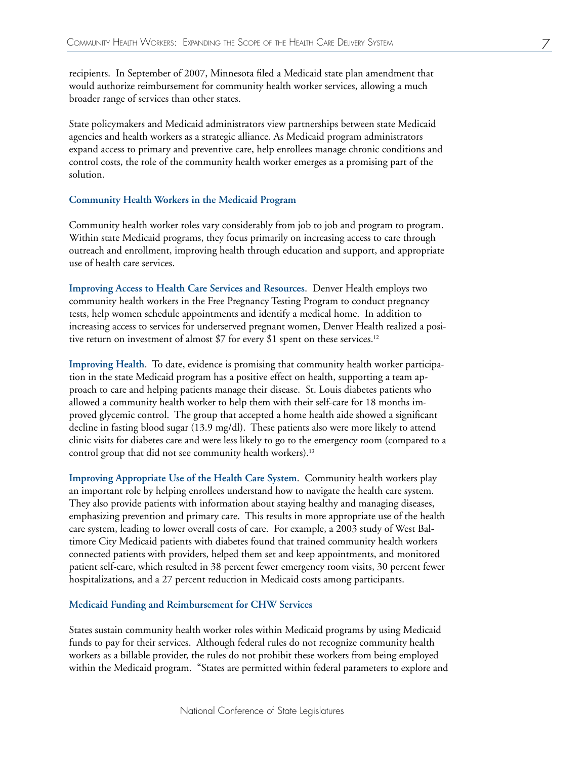recipients. In September of 2007, Minnesota filed a Medicaid state plan amendment that would authorize reimbursement for community health worker services, allowing a much broader range of services than other states.

State policymakers and Medicaid administrators view partnerships between state Medicaid agencies and health workers as a strategic alliance. As Medicaid program administrators expand access to primary and preventive care, help enrollees manage chronic conditions and control costs, the role of the community health worker emerges as a promising part of the solution.

### Community Health Workers in the Medicaid Program

Community health worker roles vary considerably from job to job and program to program. Within state Medicaid programs, they focus primarily on increasing access to care through outreach and enrollment, improving health through education and support, and appropriate use of health care services.

**Improving Access to Health Care Services and Resources**. Denver Health employs two community health workers in the Free Pregnancy Testing Program to conduct pregnancy tests, help women schedule appointments and identify a medical home. In addition to increasing access to services for underserved pregnant women, Denver Health realized a positive return on investment of almost $7 for every $1 spent on these services.[12]

**Improving Health**. To date, evidence is promising that community health worker participation in the state Medicaid program has a positive effect on health, supporting a team approach to care and helping patients manage their disease. St. Louis diabetes patients who allowed a community health worker to help them with their self-care for 18 months improved glycemic control. The group that accepted a home health aide showed a significant decline in fasting blood sugar (13.9 mg/dl). These patients also were more likely to attend clinic visits for diabetes care and were less likely to go to the emergency room (compared to a control group that did not see community health workers).[13]

**Improving Appropriate Use of the Health Care System**. Community health workers play an important role by helping enrollees understand how to navigate the health care system. They also provide patients with information about staying healthy and managing diseases, emphasizing prevention and primary care. This results in more appropriate use of the health care system, leading to lower overall costs of care. For example, a 2003 study of West Baltimore City Medicaid patients with diabetes found that trained community health workers connected patients with providers, helped them set and keep appointments, and monitored patient self-care, which resulted in 38 percent fewer emergency room visits, 30 percent fewer hospitalizations, and a 27 percent reduction in Medicaid costs among participants.

### Medicaid Funding and Reimbursement for CHW Services

States sustain community health worker roles within Medicaid programs by using Medicaid funds to pay for their services. Although federal rules do not recognize community health workers as a billable provider, the rules do not prohibit these workers from being employed within the Medicaid program. "States are permitted within federal parameters to explore and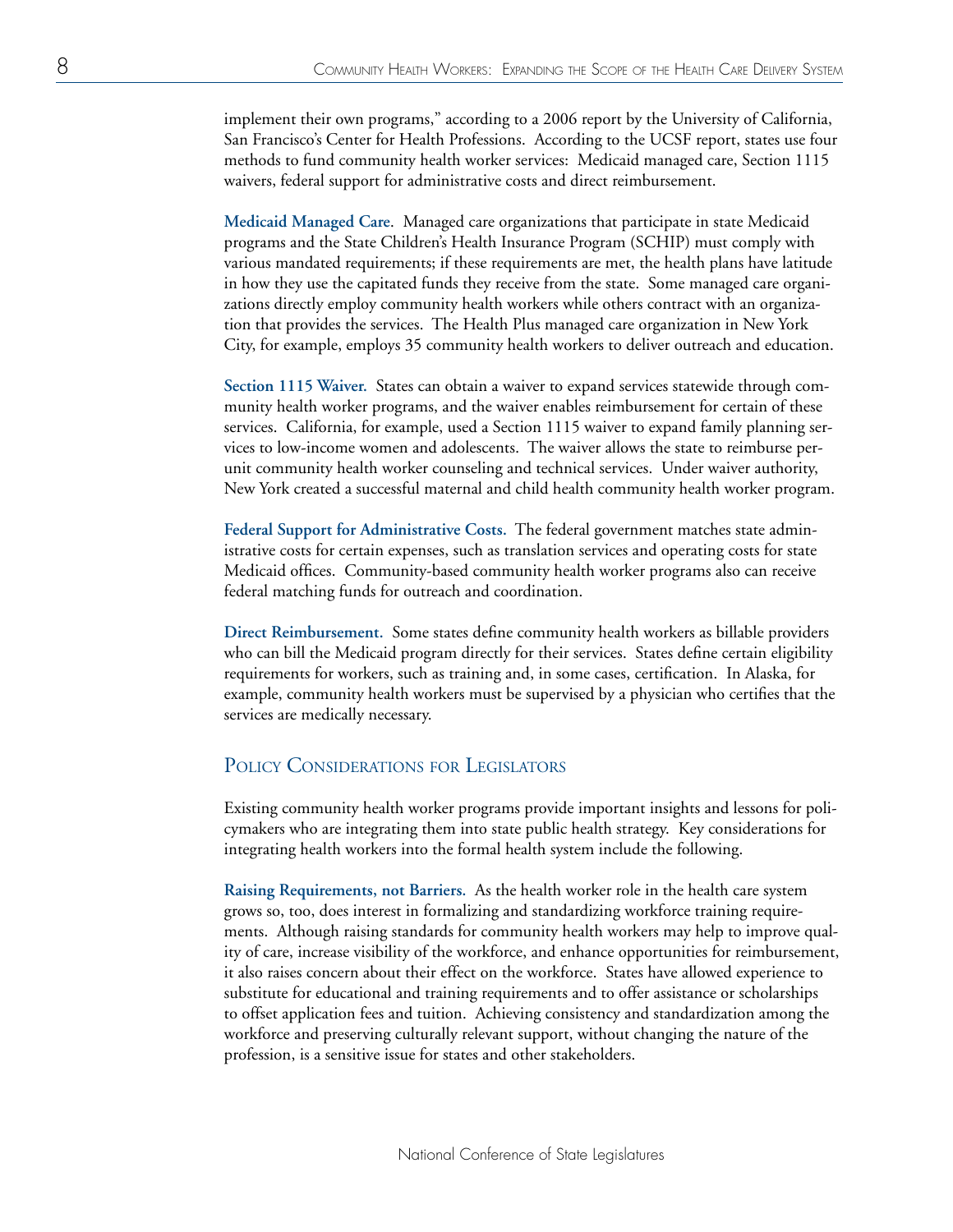implement their own programs," according to a 2006 report by the University of California, San Francisco's Center for Health Professions. According to the UCSF report, states use four methods to fund community health worker services: Medicaid managed care, Section 1115 waivers, federal support for administrative costs and direct reimbursement.

**Medicaid Managed Care**. Managed care organizations that participate in state Medicaid programs and the State Children's Health Insurance Program (SCHIP) must comply with various mandated requirements; if these requirements are met, the health plans have latitude in how they use the capitated funds they receive from the state. Some managed care organizations directly employ community health workers while others contract with an organization that provides the services. The Health Plus managed care organization in New York City, for example, employs 35 community health workers to deliver outreach and education.

**Section 1115 Waiver.** States can obtain a waiver to expand services statewide through community health worker programs, and the waiver enables reimbursement for certain of these services. California, for example, used a Section 1115 waiver to expand family planning services to low-income women and adolescents. The waiver allows the state to reimburse per-unit community health worker counseling and technical services. Under waiver authority, New York created a successful maternal and child health community health worker program.

**Federal Support for Administrative Costs.** The federal government matches state administrative costs for certain expenses, such as translation services and operating costs for state Medicaid offices. Community-based community health worker programs also can receive federal matching funds for outreach and coordination.

**Direct Reimbursement.** Some states define community health workers as billable providers who can bill the Medicaid program directly for their services. States define certain eligibility requirements for workers, such as training and, in some cases, certification. In Alaska, for example, community health workers must be supervised by a physician who certifies that the services are medically necessary.

## Policy Considerations for Legislators

Existing community health worker programs provide important insights and lessons for policymakers who are integrating them into state public health strategy. Key considerations for integrating health workers into the formal health system include the following.

**Raising Requirements, not Barriers.** As the health worker role in the health care system grows so, too, does interest in formalizing and standardizing workforce training requirements. Although raising standards for community health workers may help to improve quality of care, increase visibility of the workforce, and enhance opportunities for reimbursement, it also raises concern about their effect on the workforce. States have allowed experience to substitute for educational and training requirements and to offer assistance or scholarships to offset application fees and tuition. Achieving consistency and standardization among the workforce and preserving culturally relevant support, without changing the nature of the profession, is a sensitive issue for states and other stakeholders.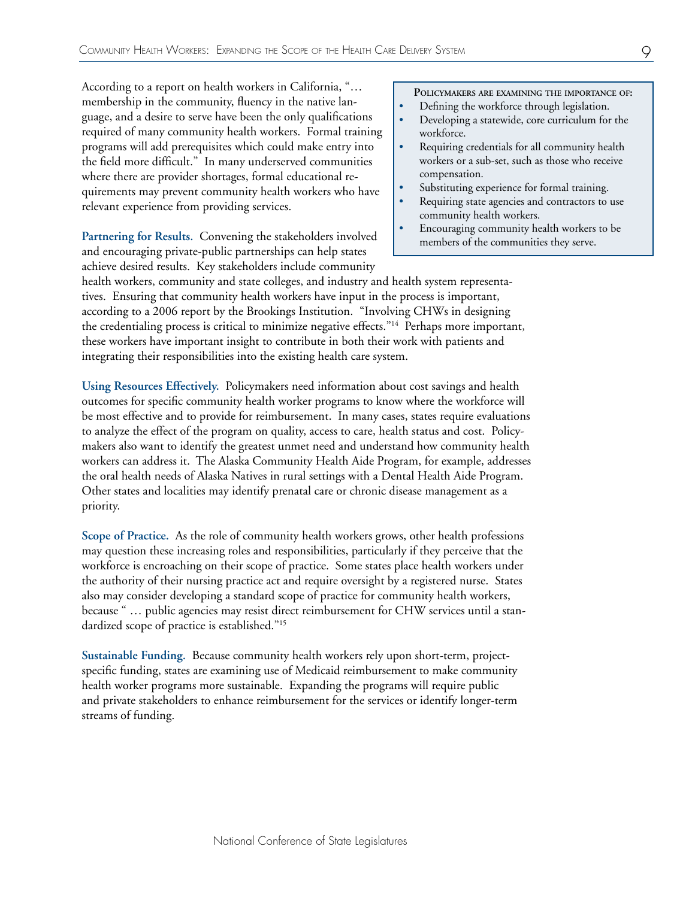According to a report on health workers in California, "… membership in the community, fluency in the native language, and a desire to serve have been the only qualifications required of many community health workers. Formal training programs will add prerequisites which could make entry into the field more difficult." In many underserved communities where there are provider shortages, formal educational requirements may prevent community health workers who have relevant experience from providing services.

**Policymakers are examining the importance of:**

- Defining the workforce through legislation.
- Developing a statewide, core curriculum for the workforce.
- Requiring credentials for all community health workers or a sub-set, such as those who receive compensation.
- Substituting experience for formal training.
- Requiring state agencies and contractors to use community health workers.
- Encouraging community health workers to be members of the communities they serve.

**Partnering for Results.** Convening the stakeholders involved and encouraging private-public partnerships can help states achieve desired results. Key stakeholders include community health workers, community and state colleges, and industry and health system representatives. Ensuring that community health workers have input in the process is important, according to a 2006 report by the Brookings Institution. "Involving CHWs in designing the credentialing process is critical to minimize negative effects."[14] Perhaps more important, these workers have important insight to contribute in both their work with patients and integrating their responsibilities into the existing health care system.

**Using Resources Effectively.** Policymakers need information about cost savings and health outcomes for specific community health worker programs to know where the workforce will be most effective and to provide for reimbursement. In many cases, states require evaluations to analyze the effect of the program on quality, access to care, health status and cost. Policymakers also want to identify the greatest unmet need and understand how community health workers can address it. The Alaska Community Health Aide Program, for example, addresses the oral health needs of Alaska Natives in rural settings with a Dental Health Aide Program. Other states and localities may identify prenatal care or chronic disease management as a priority.

**Scope of Practice.** As the role of community health workers grows, other health professions may question these increasing roles and responsibilities, particularly if they perceive that the workforce is encroaching on their scope of practice. Some states place health workers under the authority of their nursing practice act and require oversight by a registered nurse. States also may consider developing a standard scope of practice for community health workers, because " … public agencies may resist direct reimbursement for CHW services until a standardized scope of practice is established."[15]

**Sustainable Funding.** Because community health workers rely upon short-term, project-specific funding, states are examining use of Medicaid reimbursement to make community health worker programs more sustainable. Expanding the programs will require public and private stakeholders to enhance reimbursement for the services or identify longer-term streams of funding.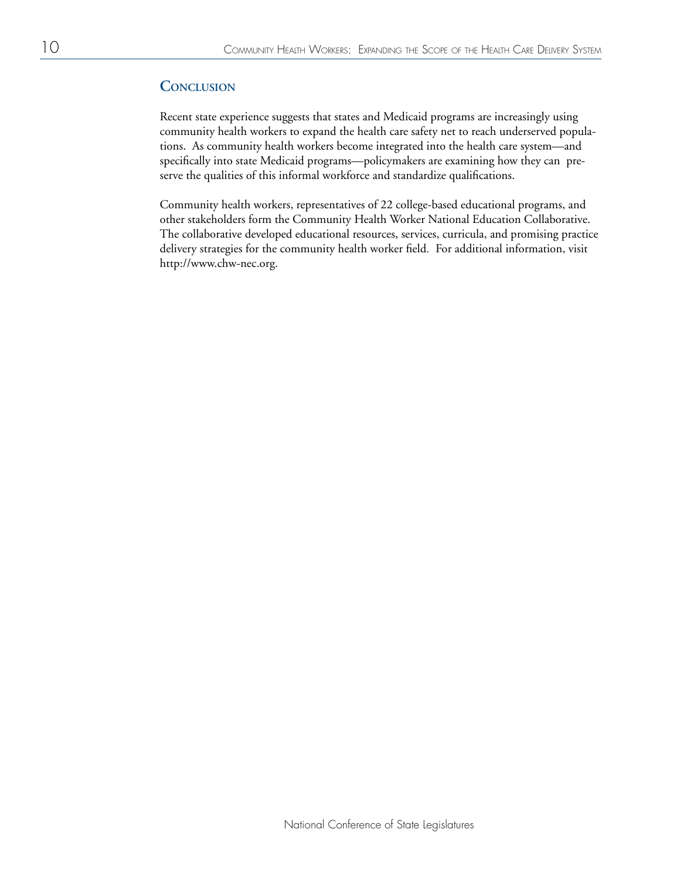## Conclusion

Recent state experience suggests that states and Medicaid programs are increasingly using community health workers to expand the health care safety net to reach underserved populations. As community health workers become integrated into the health care system—and specifically into state Medicaid programs—policymakers are examining how they can preserve the qualities of this informal workforce and standardize qualifications.

Community health workers, representatives of 22 college-based educational programs, and other stakeholders form the Community Health Worker National Education Collaborative. The collaborative developed educational resources, services, curricula, and promising practice delivery strategies for the community health worker field. For additional information, visit http://www.chw-nec.org.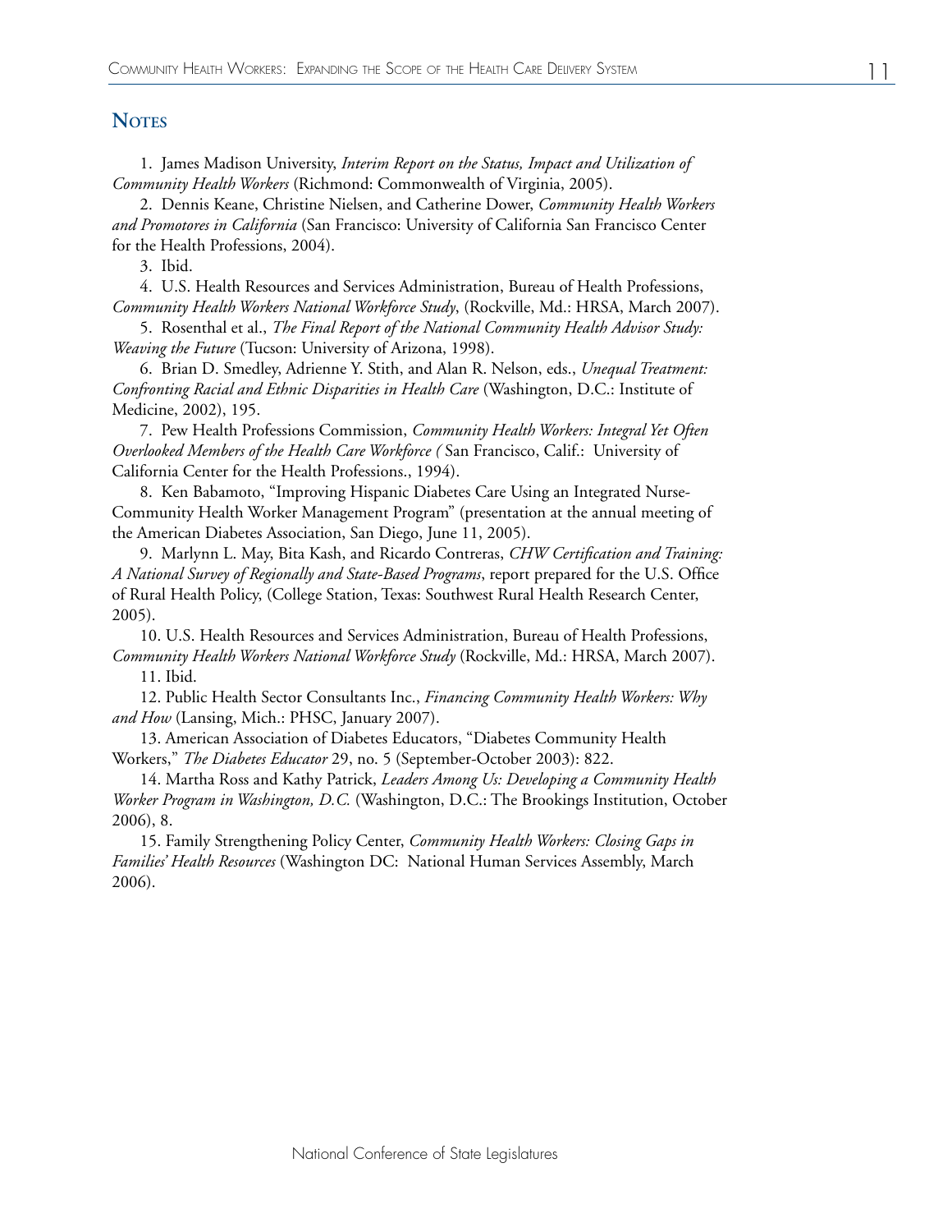## Notes

1. James Madison University, *Interim Report on the Status, Impact and Utilization of Community Health Workers* (Richmond: Commonwealth of Virginia, 2005).

2. Dennis Keane, Christine Nielsen, and Catherine Dower, *Community Health Workers and Promotores in California* (San Francisco: University of California San Francisco Center for the Health Professions, 2004).

3. Ibid.

4. U.S. Health Resources and Services Administration, Bureau of Health Professions, *Community Health Workers National Workforce Study*, (Rockville, Md.: HRSA, March 2007).

5. Rosenthal et al., *The Final Report of the National Community Health Advisor Study: Weaving the Future* (Tucson: University of Arizona, 1998).

6. Brian D. Smedley, Adrienne Y. Stith, and Alan R. Nelson, eds., *Unequal Treatment: Confronting Racial and Ethnic Disparities in Health Care* (Washington, D.C.: Institute of Medicine, 2002), 195.

7. Pew Health Professions Commission, *Community Health Workers: Integral Yet Often Overlooked Members of the Health Care Workforce (* San Francisco, Calif.: University of California Center for the Health Professions., 1994).

8. Ken Babamoto, "Improving Hispanic Diabetes Care Using an Integrated Nurse-Community Health Worker Management Program" (presentation at the annual meeting of the American Diabetes Association, San Diego, June 11, 2005).

9. Marlynn L. May, Bita Kash, and Ricardo Contreras, *CHW Certification and Training: A National Survey of Regionally and State-Based Programs*, report prepared for the U.S. Office of Rural Health Policy, (College Station, Texas: Southwest Rural Health Research Center, 2005).

10. U.S. Health Resources and Services Administration, Bureau of Health Professions, *Community Health Workers National Workforce Study* (Rockville, Md.: HRSA, March 2007).

11. Ibid.

12. Public Health Sector Consultants Inc., *Financing Community Health Workers: Why and How* (Lansing, Mich.: PHSC, January 2007).

13. American Association of Diabetes Educators, "Diabetes Community Health Workers," *The Diabetes Educator* 29, no. 5 (September-October 2003): 822.

14. Martha Ross and Kathy Patrick, *Leaders Among Us: Developing a Community Health Worker Program in Washington, D.C.* (Washington, D.C.: The Brookings Institution, October 2006), 8.

15. Family Strengthening Policy Center, *Community Health Workers: Closing Gaps in Families' Health Resources* (Washington DC: National Human Services Assembly, March 2006).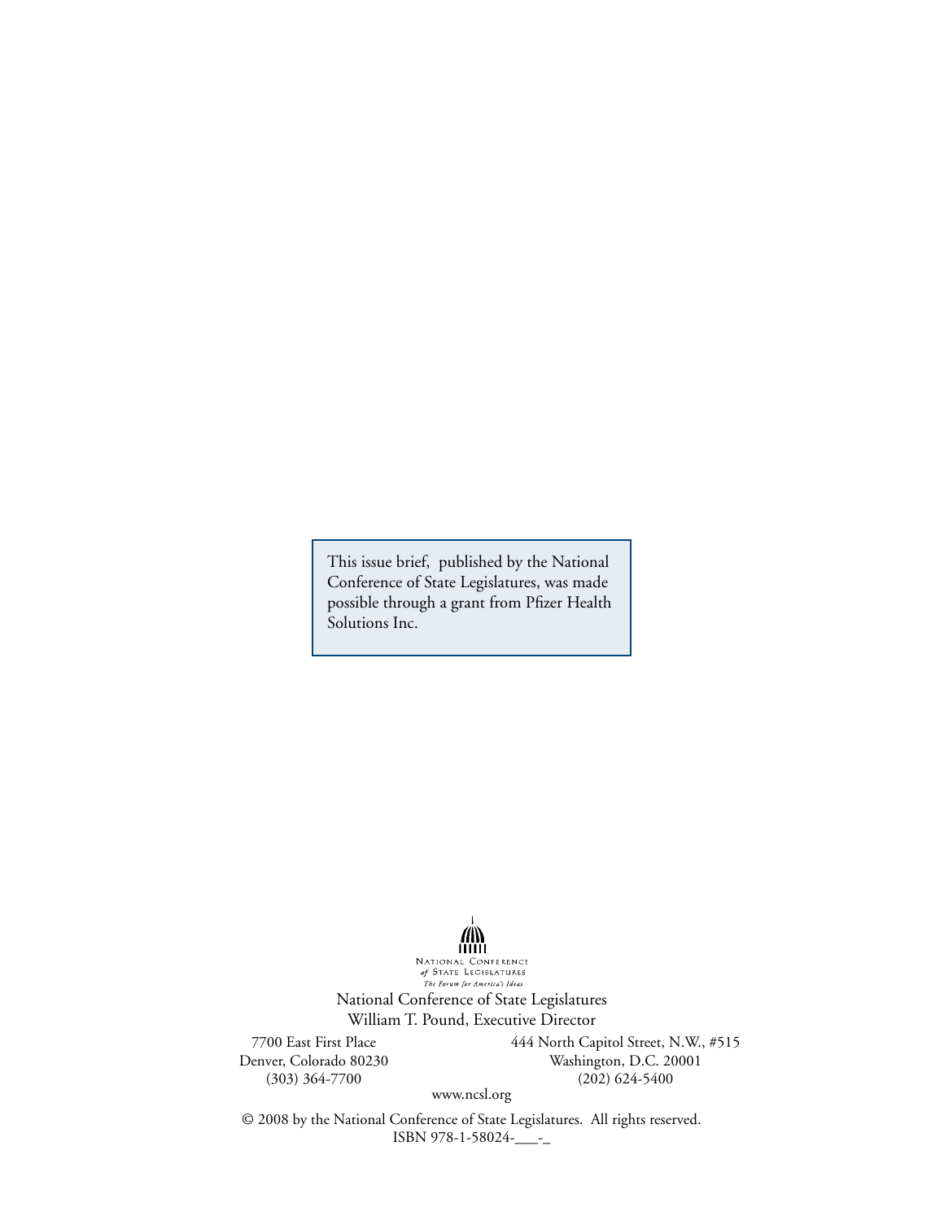This issue brief, published by the National Conference of State Legislatures, was made possible through a grant from Pfizer Health Solutions Inc.

NATIONAL CONFERENCE of STATE LEGISLATURES
*The Forum for America's Ideas*

National Conference of State Legislatures
William T. Pound, Executive Director

7700 East First Place
Denver, Colorado 80230
(303) 364-7700

444 North Capitol Street, N.W., #515
Washington, D.C. 20001
(202) 624-5400

www.ncsl.org

© 2008 by the National Conference of State Legislatures. All rights reserved.
ISBN 978-1-58024-___-_